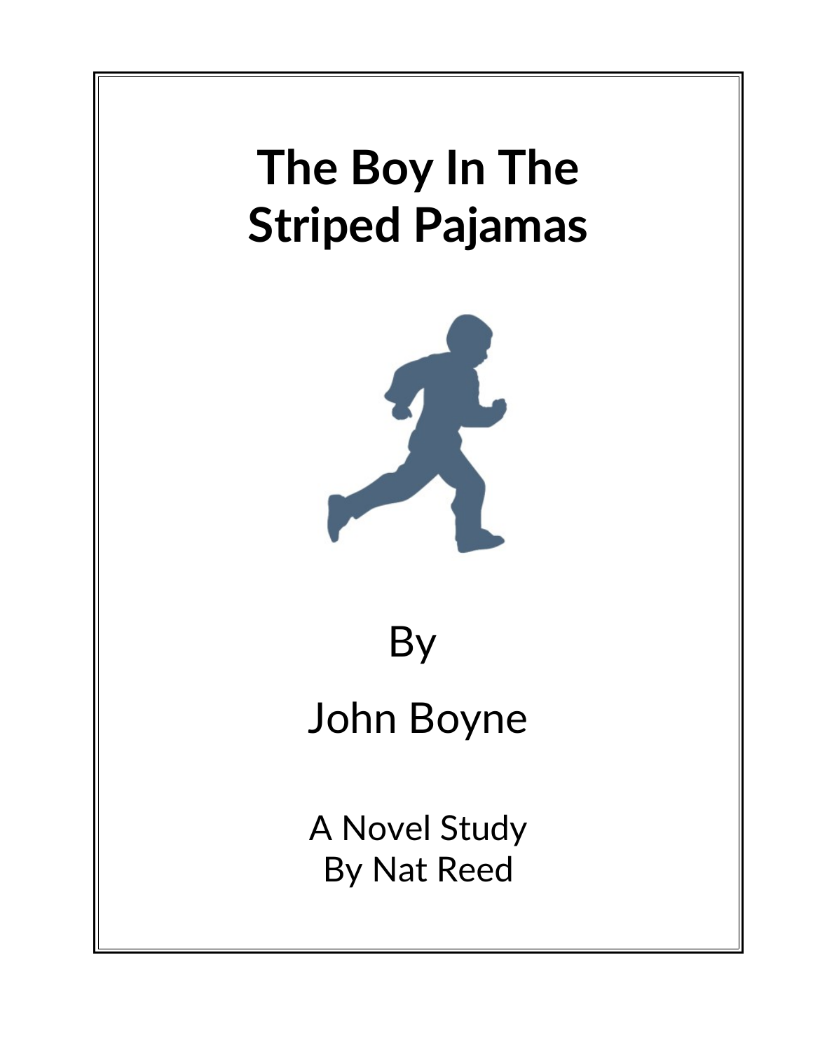# The Boy In The Striped Pajamas

By

John Boyne

A Novel Study
By Nat Reed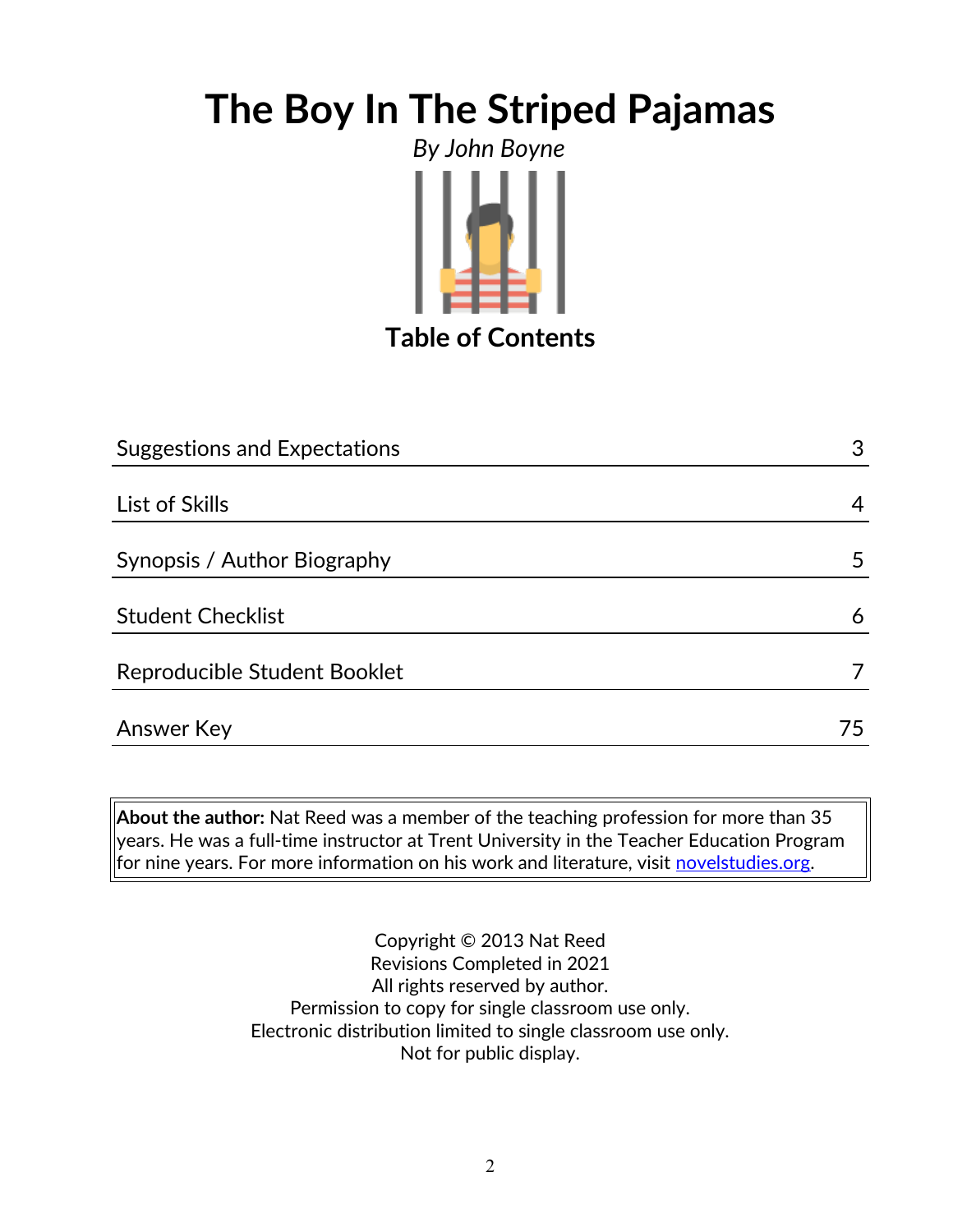# The Boy In The Striped Pajamas

*By John Boyne*

## Table of Contents

| | |
|---|---|
| Suggestions and Expectations | 3 |
| List of Skills | 4 |
| Synopsis / Author Biography | 5 |
| Student Checklist | 6 |
| Reproducible Student Booklet | 7 |
| Answer Key | 75 |

**About the author:** Nat Reed was a member of the teaching profession for more than 35 years. He was a full-time instructor at Trent University in the Teacher Education Program for nine years. For more information on his work and literature, visit [novelstudies.org](novelstudies.org).

Copyright © 2013 Nat Reed
Revisions Completed in 2021
All rights reserved by author.
Permission to copy for single classroom use only.
Electronic distribution limited to single classroom use only.
Not for public display.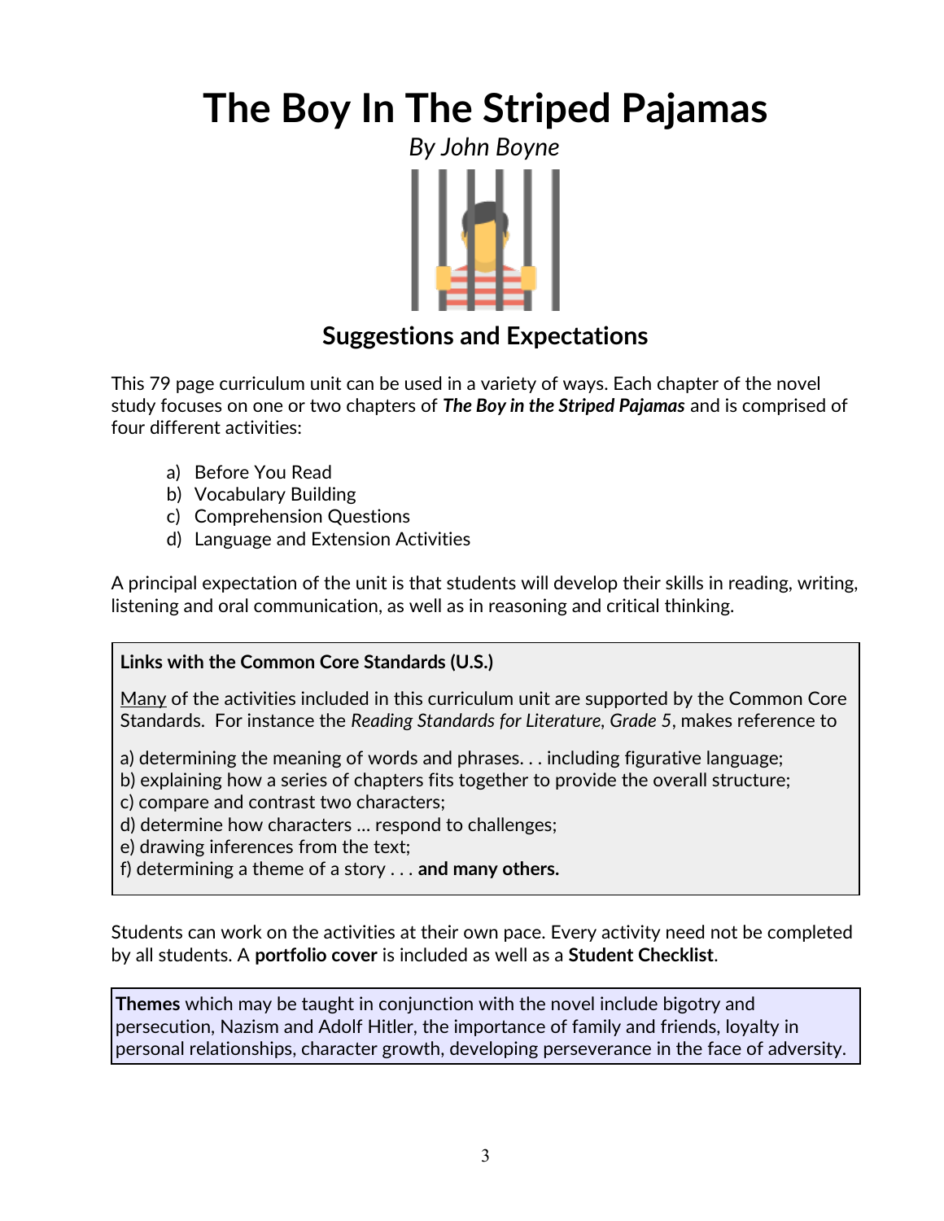# The Boy In The Striped Pajamas

*By John Boyne*

## Suggestions and Expectations

This 79 page curriculum unit can be used in a variety of ways. Each chapter of the novel study focuses on one or two chapters of ***The Boy in the Striped Pajamas*** and is comprised of four different activities:

a) Before You Read
b) Vocabulary Building
c) Comprehension Questions
d) Language and Extension Activities

A principal expectation of the unit is that students will develop their skills in reading, writing, listening and oral communication, as well as in reasoning and critical thinking.

**Links with the Common Core Standards (U.S.)**

Many of the activities included in this curriculum unit are supported by the Common Core Standards. For instance the *Reading Standards for Literature, Grade 5*, makes reference to

a) determining the meaning of words and phrases. . . including figurative language;
b) explaining how a series of chapters fits together to provide the overall structure;
c) compare and contrast two characters;
d) determine how characters … respond to challenges;
e) drawing inferences from the text;
f) determining a theme of a story . . . **and many others.**

Students can work on the activities at their own pace. Every activity need not be completed by all students. A **portfolio cover** is included as well as a **Student Checklist**.

**Themes** which may be taught in conjunction with the novel include bigotry and persecution, Nazism and Adolf Hitler, the importance of family and friends, loyalty in personal relationships, character growth, developing perseverance in the face of adversity.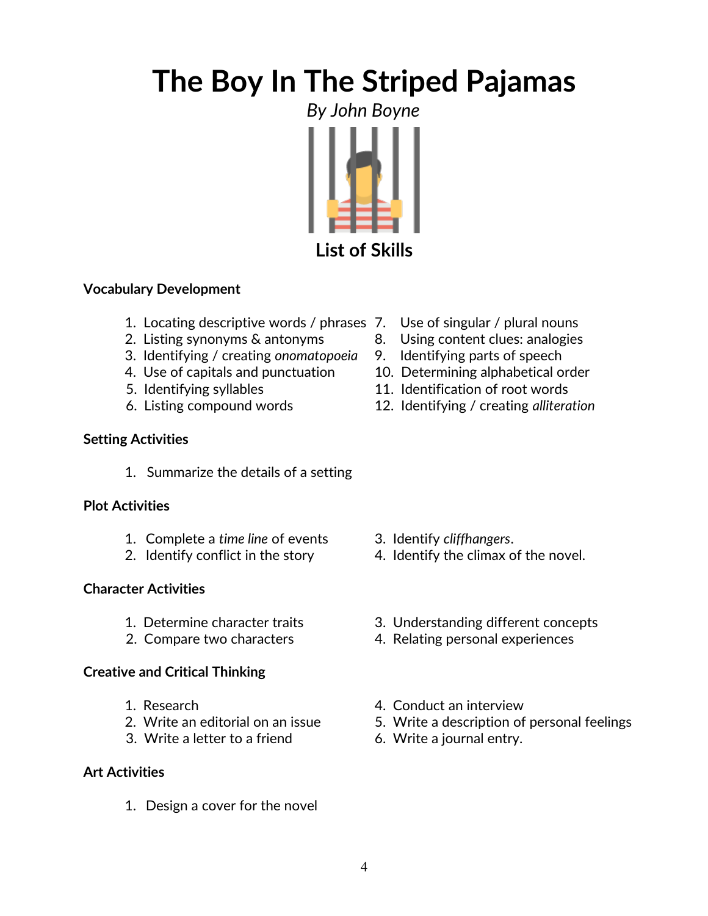# The Boy In The Striped Pajamas

*By John Boyne*

## List of Skills

**Vocabulary Development**

1. Locating descriptive words / phrases
2. Listing synonyms & antonyms
3. Identifying / creating *onomatopoeia*
4. Use of capitals and punctuation
5. Identifying syllables
6. Listing compound words
7. Use of singular / plural nouns
8. Using content clues: analogies
9. Identifying parts of speech
10. Determining alphabetical order
11. Identification of root words
12. Identifying / creating *alliteration*

**Setting Activities**

1. Summarize the details of a setting

**Plot Activities**

1. Complete a *time line* of events
2. Identify conflict in the story
3. Identify *cliffhangers*.
4. Identify the climax of the novel.

**Character Activities**

1. Determine character traits
2. Compare two characters
3. Understanding different concepts
4. Relating personal experiences

**Creative and Critical Thinking**

1. Research
2. Write an editorial on an issue
3. Write a letter to a friend
4. Conduct an interview
5. Write a description of personal feelings
6. Write a journal entry.

**Art Activities**

1. Design a cover for the novel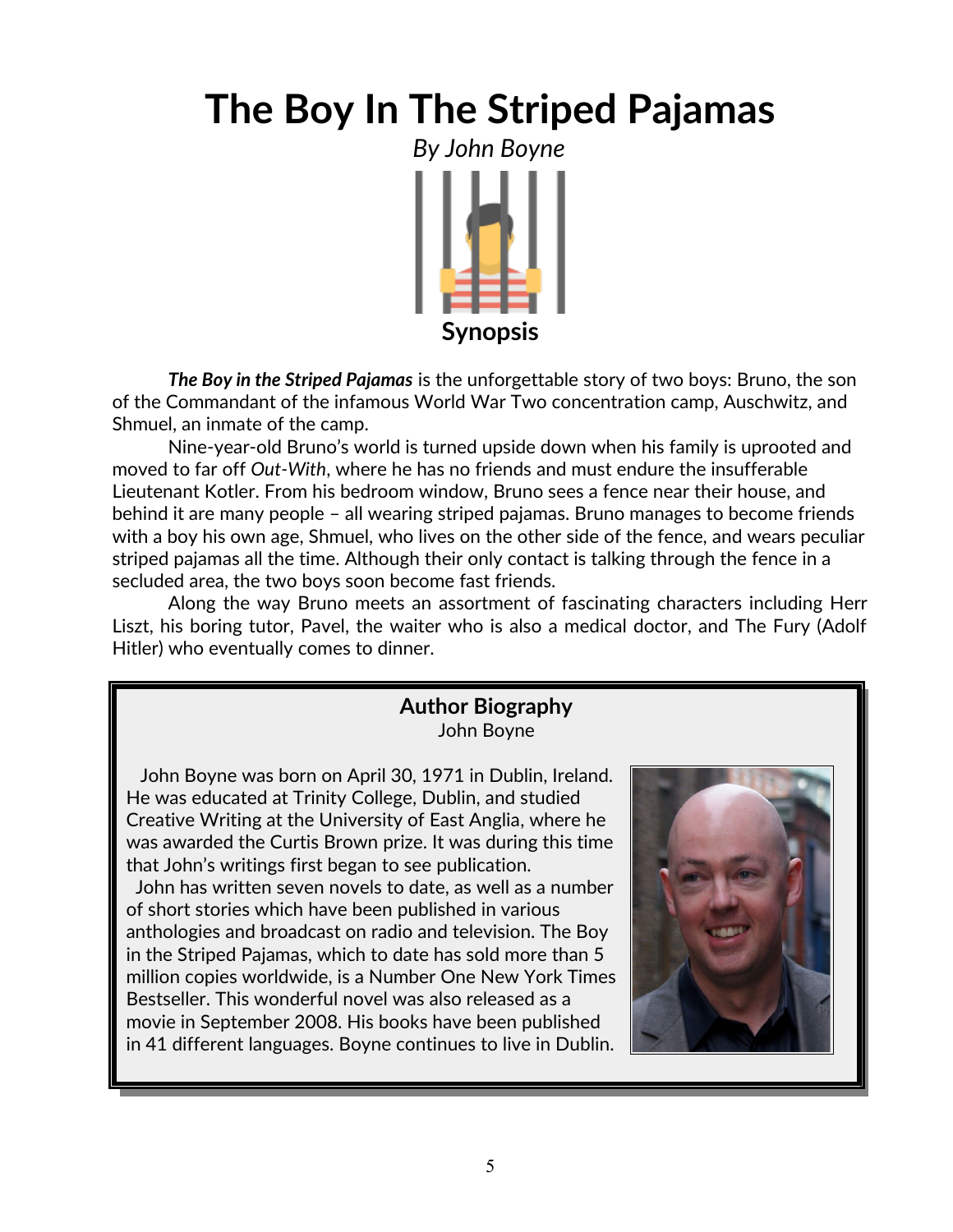# The Boy In The Striped Pajamas

*By John Boyne*

## Synopsis

***The Boy in the Striped Pajamas*** is the unforgettable story of two boys: Bruno, the son of the Commandant of the infamous World War Two concentration camp, Auschwitz, and Shmuel, an inmate of the camp.

Nine-year-old Bruno's world is turned upside down when his family is uprooted and moved to far off *Out-With*, where he has no friends and must endure the insufferable Lieutenant Kotler. From his bedroom window, Bruno sees a fence near their house, and behind it are many people – all wearing striped pajamas. Bruno manages to become friends with a boy his own age, Shmuel, who lives on the other side of the fence, and wears peculiar striped pajamas all the time. Although their only contact is talking through the fence in a secluded area, the two boys soon become fast friends.

Along the way Bruno meets an assortment of fascinating characters including Herr Liszt, his boring tutor, Pavel, the waiter who is also a medical doctor, and The Fury (Adolf Hitler) who eventually comes to dinner.

### Author Biography

John Boyne

John Boyne was born on April 30, 1971 in Dublin, Ireland. He was educated at Trinity College, Dublin, and studied Creative Writing at the University of East Anglia, where he was awarded the Curtis Brown prize. It was during this time that John's writings first began to see publication.

John has written seven novels to date, as well as a number of short stories which have been published in various anthologies and broadcast on radio and television. The Boy in the Striped Pajamas, which to date has sold more than 5 million copies worldwide, is a Number One New York Times Bestseller. This wonderful novel was also released as a movie in September 2008. His books have been published in 41 different languages. Boyne continues to live in Dublin.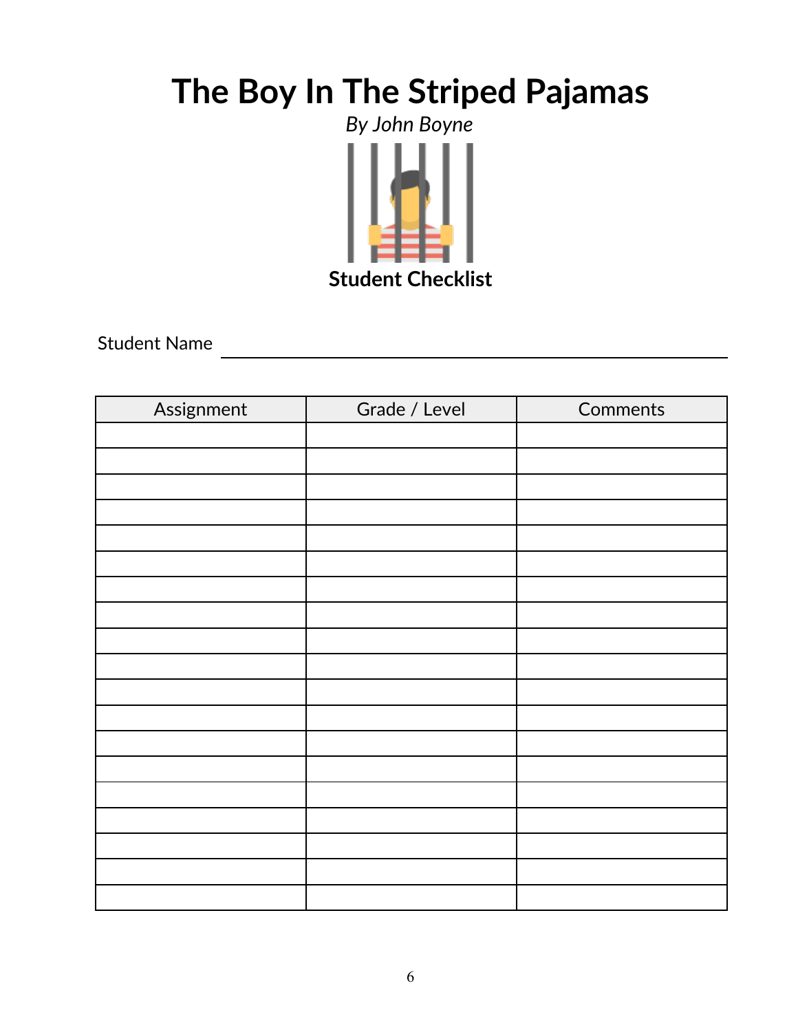# The Boy In The Striped Pajamas

*By John Boyne*

**Student Checklist**

Student Name \_\_\_\_\_\_\_\_\_\_\_\_\_\_\_\_\_\_\_\_\_\_\_\_\_\_\_\_\_\_\_\_\_\_\_\_\_\_\_\_

| Assignment | Grade / Level | Comments |
|---|---|---|
| | | |
| | | |
| | | |
| | | |
| | | |
| | | |
| | | |
| | | |
| | | |
| | | |
| | | |
| | | |
| | | |
| | | |
| | | |
| | | |
| | | |
| | | |
| | | |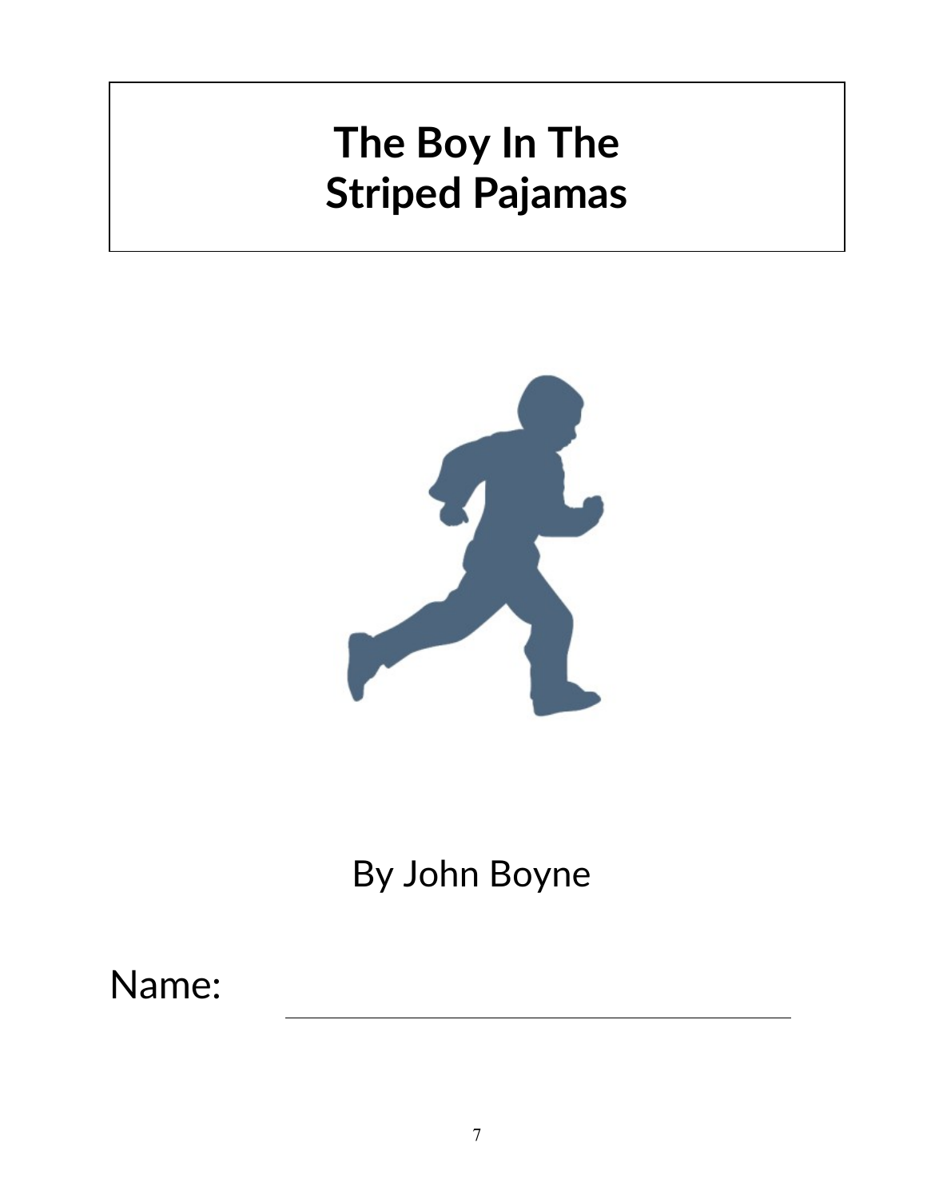# The Boy In The Striped Pajamas

By John Boyne

Name: ______________________________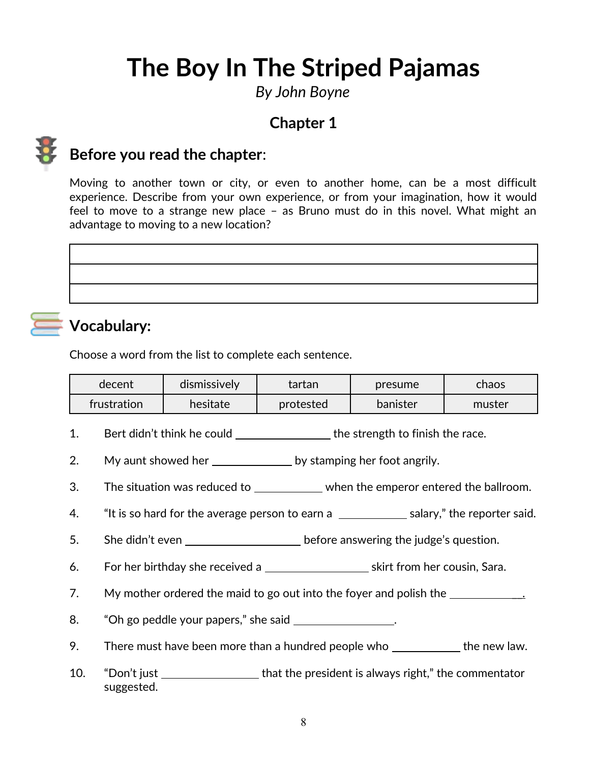# The Boy In The Striped Pajamas

*By John Boyne*

## Chapter 1

## Before you read the chapter:

Moving to another town or city, or even to another home, can be a most difficult experience. Describe from your own experience, or from your imagination, how it would feel to move to a strange new place – as Bruno must do in this novel. What might an advantage to moving to a new location?

| |
|---|
| |
| |
| |

## Vocabulary:

Choose a word from the list to complete each sentence.

| decent | dismissively | tartan | presume | chaos |
|---|---|---|---|---|
| frustration | hesitate | protested | banister | muster |

1. Bert didn't think he could ________________ the strength to finish the race.
2. My aunt showed her ______________ by stamping her foot angrily.
3. The situation was reduced to ____________ when the emperor entered the ballroom.
4. "It is so hard for the average person to earn a ____________ salary," the reporter said.
5. She didn't even ____________________ before answering the judge's question.
6. For her birthday she received a __________________ skirt from her cousin, Sara.
7. My mother ordered the maid to go out into the foyer and polish the _____________.
8. "Oh go peddle your papers," she said _________________.
9. There must have been more than a hundred people who ____________ the new law.
10. "Don't just ________________ that the president is always right," the commentator suggested.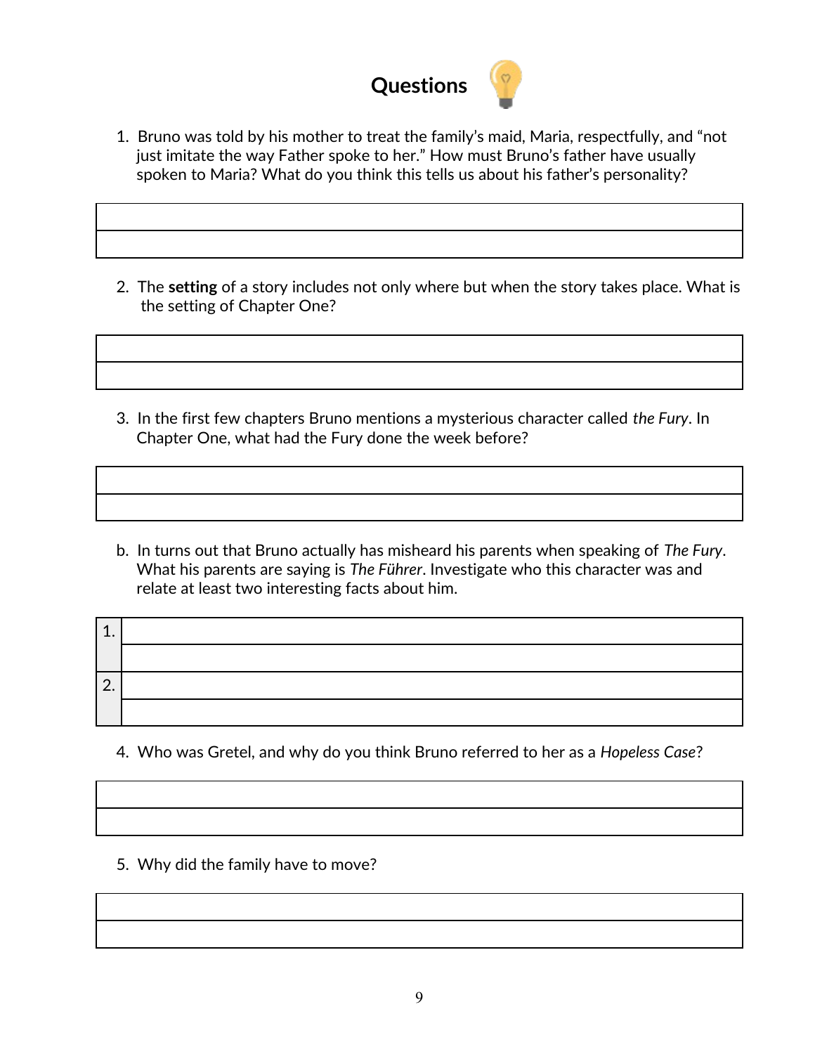# Questions

1. Bruno was told by his mother to treat the family's maid, Maria, respectfully, and "not just imitate the way Father spoke to her." How must Bruno's father have usually spoken to Maria? What do you think this tells us about his father's personality?

| |
|---|
| |
| |

2. The **setting** of a story includes not only where but when the story takes place. What is the setting of Chapter One?

| |
|---|
| |
| |

3. In the first few chapters Bruno mentions a mysterious character called *the Fury*. In Chapter One, what had the Fury done the week before?

| |
|---|
| |
| |

b. In turns out that Bruno actually has misheard his parents when speaking of *The Fury*. What his parents are saying is *The Führer*. Investigate who this character was and relate at least two interesting facts about him.

| | |
|---|---|
| 1. | |
| | |
| 2. | |
| | |

4. Who was Gretel, and why do you think Bruno referred to her as a *Hopeless Case*?

| |
|---|
| |
| |

5. Why did the family have to move?

| |
|---|
| |
| |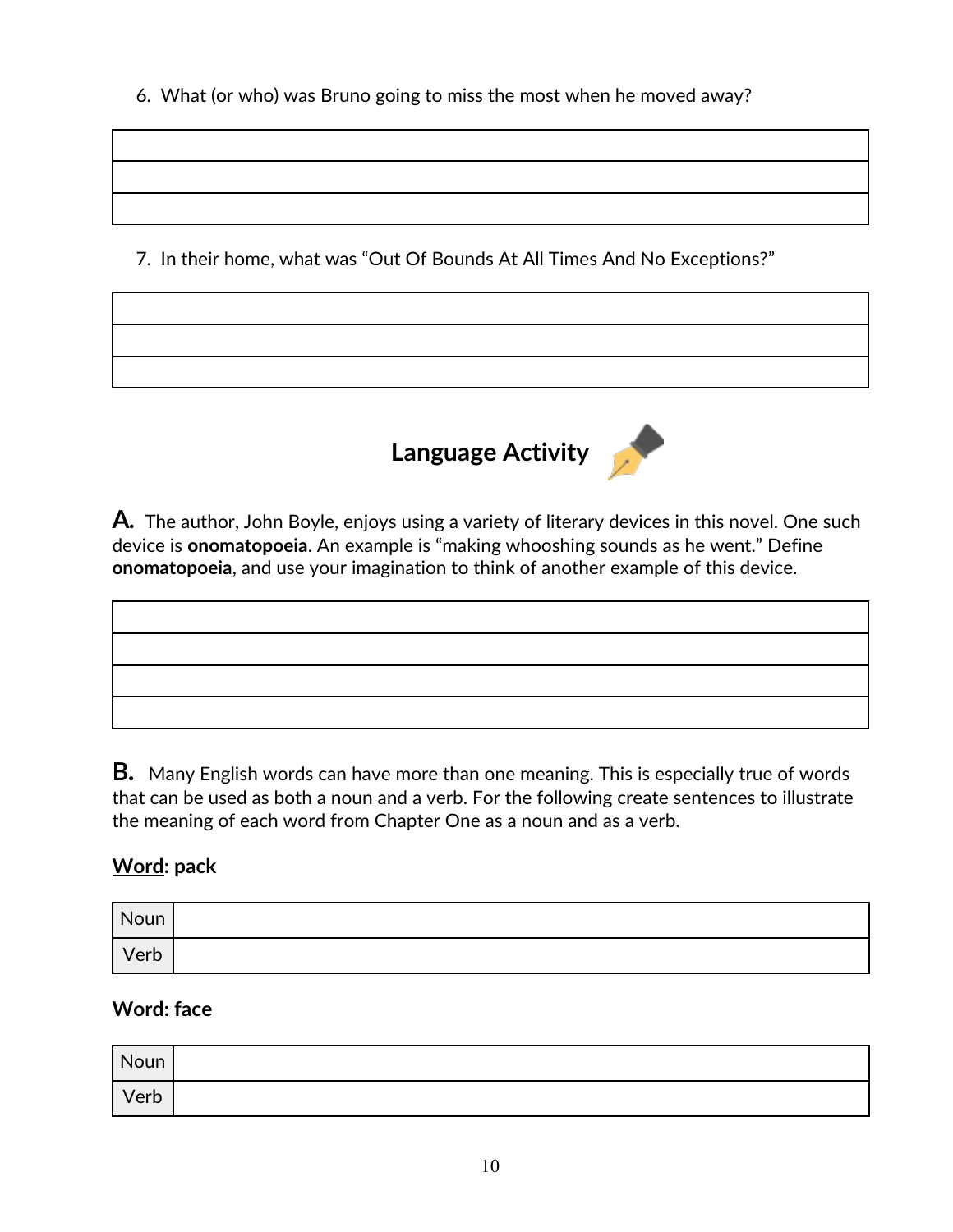6. What (or who) was Bruno going to miss the most when he moved away?

| |
|---|
| |
| |
| |

7. In their home, what was "Out Of Bounds At All Times And No Exceptions?"

| |
|---|
| |
| |
| |

## Language Activity

**A.** The author, John Boyle, enjoys using a variety of literary devices in this novel. One such device is **onomatopoeia**. An example is "making whooshing sounds as he went." Define **onomatopoeia**, and use your imagination to think of another example of this device.

| |
|---|
| |
| |
| |
| |

**B.** Many English words can have more than one meaning. This is especially true of words that can be used as both a noun and a verb. For the following create sentences to illustrate the meaning of each word from Chapter One as a noun and as a verb.

**Word: pack**

| | |
|---|---|
| Noun | |
| Verb | |

**Word: face**

| | |
|---|---|
| Noun | |
| Verb | |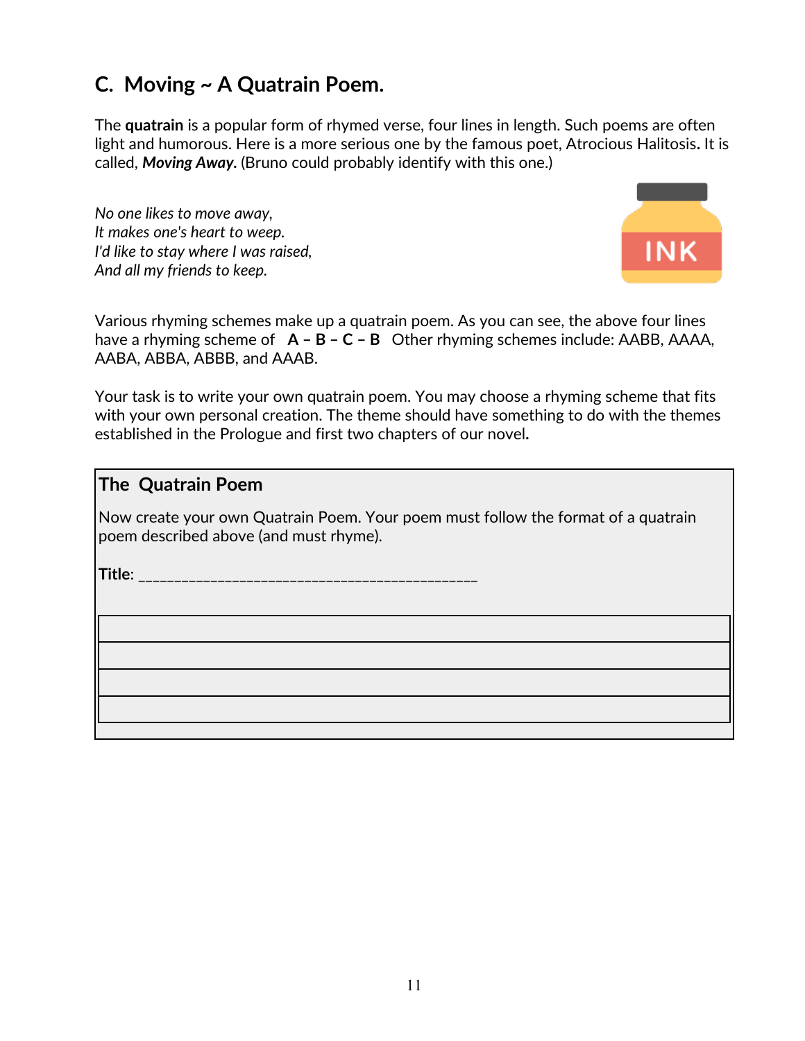## C. Moving ~ A Quatrain Poem.

The **quatrain** is a popular form of rhymed verse, four lines in length. Such poems are often light and humorous. Here is a more serious one by the famous poet, Atrocious Halitosis. It is called, ***Moving Away.*** (Bruno could probably identify with this one.)

*No one likes to move away,*
*It makes one's heart to weep.*
*I'd like to stay where I was raised,*
*And all my friends to keep.*

Various rhyming schemes make up a quatrain poem. As you can see, the above four lines have a rhyming scheme of **A – B – C – B** Other rhyming schemes include: AABB, AAAA, AABA, ABBA, ABBB, and AAAB.

Your task is to write your own quatrain poem. You may choose a rhyming scheme that fits with your own personal creation. The theme should have something to do with the themes established in the Prologue and first two chapters of our novel**.**

### The Quatrain Poem

Now create your own Quatrain Poem. Your poem must follow the format of a quatrain poem described above (and must rhyme).

**Title**: ______________________________________________

| |
|---|
| |
| |
| |
| |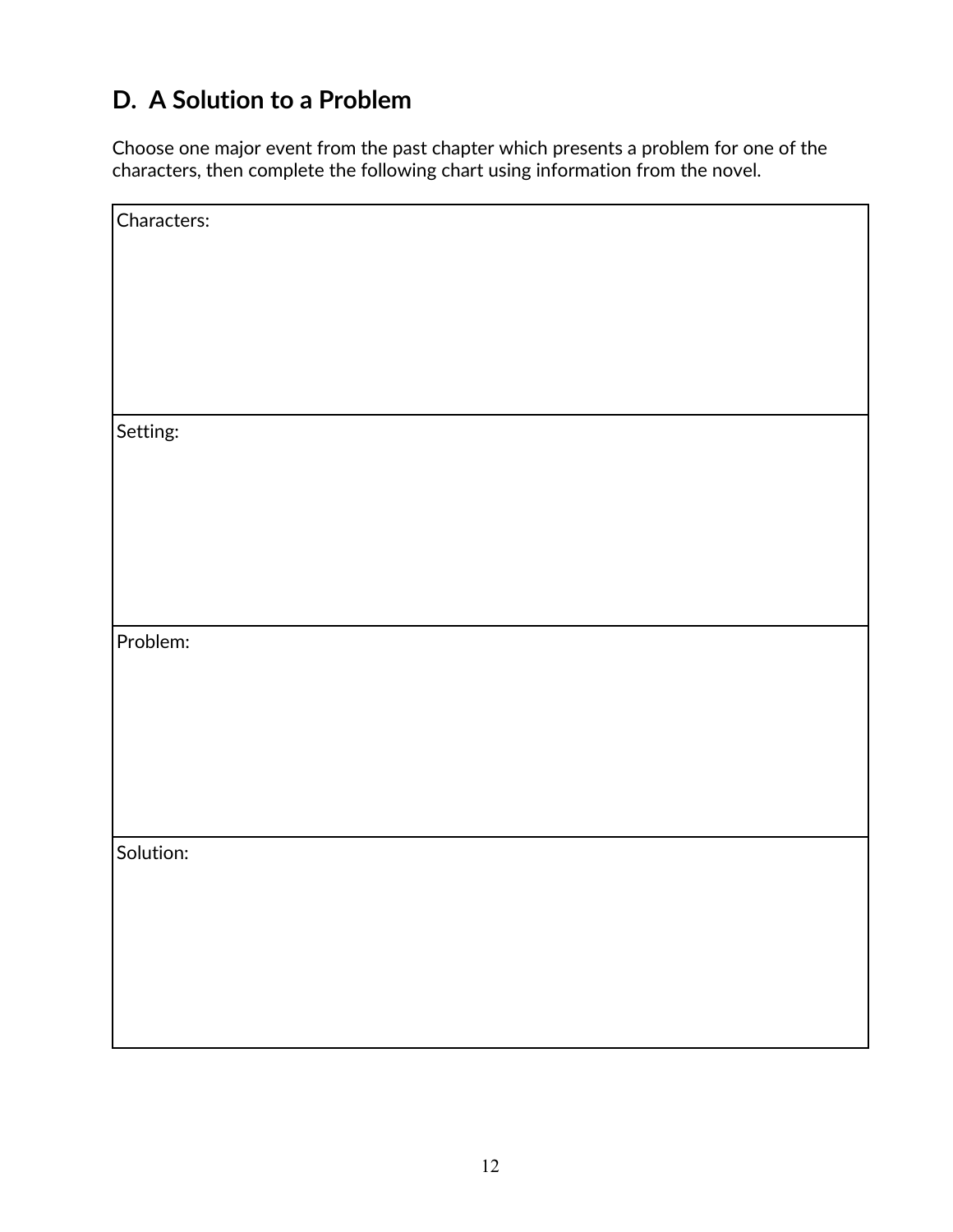## D. A Solution to a Problem

Choose one major event from the past chapter which presents a problem for one of the characters, then complete the following chart using information from the novel.

| |
|---|
| Characters: |
| Setting: |
| Problem: |
| Solution: |